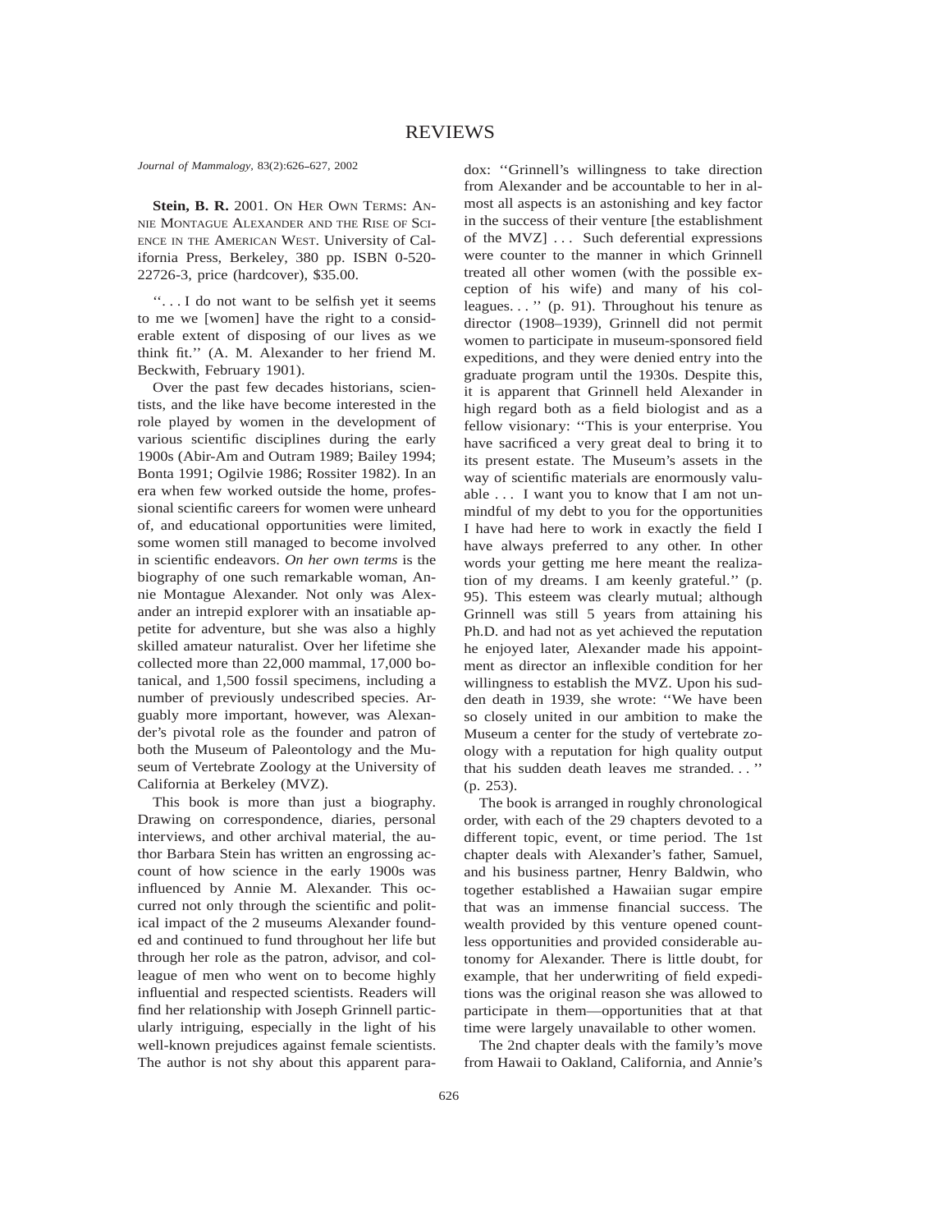# REVIEWS

*Journal of Mammalogy*, 83(2):626–627, 2002

**Stein, B. R.** 2001. ON HER OWN TERMS: ANNIE MONTAGUE ALEXANDER AND THE RISE OF SCIENCE IN THE AMERICAN WEST. University of California Press, Berkeley, 380 pp. ISBN 0-520-22726-3, price (hardcover), $35.00.

''. . . I do not want to be selfish yet it seems to me we [women] have the right to a considerable extent of disposing of our lives as we think fit.'' (A. M. Alexander to her friend M. Beckwith, February 1901).

Over the past few decades historians, scientists, and the like have become interested in the role played by women in the development of various scientific disciplines during the early 1900s (Abir-Am and Outram 1989; Bailey 1994; Bonta 1991; Ogilvie 1986; Rossiter 1982). In an era when few worked outside the home, professional scientific careers for women were unheard of, and educational opportunities were limited, some women still managed to become involved in scientific endeavors. *On her own terms* is the biography of one such remarkable woman, Annie Montague Alexander. Not only was Alexander an intrepid explorer with an insatiable appetite for adventure, but she was also a highly skilled amateur naturalist. Over her lifetime she collected more than 22,000 mammal, 17,000 botanical, and 1,500 fossil specimens, including a number of previously undescribed species. Arguably more important, however, was Alexander's pivotal role as the founder and patron of both the Museum of Paleontology and the Museum of Vertebrate Zoology at the University of California at Berkeley (MVZ).

This book is more than just a biography. Drawing on correspondence, diaries, personal interviews, and other archival material, the author Barbara Stein has written an engrossing account of how science in the early 1900s was influenced by Annie M. Alexander. This occurred not only through the scientific and political impact of the 2 museums Alexander founded and continued to fund throughout her life but through her role as the patron, advisor, and colleague of men who went on to become highly influential and respected scientists. Readers will find her relationship with Joseph Grinnell particularly intriguing, especially in the light of his well-known prejudices against female scientists. The author is not shy about this apparent paradox: ''Grinnell's willingness to take direction from Alexander and be accountable to her in almost all aspects is an astonishing and key factor in the success of their venture [the establishment of the MVZ] . . . Such deferential expressions were counter to the manner in which Grinnell treated all other women (with the possible exception of his wife) and many of his colleagues. . . '' (p. 91). Throughout his tenure as director (1908–1939), Grinnell did not permit women to participate in museum-sponsored field expeditions, and they were denied entry into the graduate program until the 1930s. Despite this, it is apparent that Grinnell held Alexander in high regard both as a field biologist and as a fellow visionary: ''This is your enterprise. You have sacrificed a very great deal to bring it to its present estate. The Museum's assets in the way of scientific materials are enormously valuable . . . I want you to know that I am not unmindful of my debt to you for the opportunities I have had here to work in exactly the field I have always preferred to any other. In other words your getting me here meant the realization of my dreams. I am keenly grateful.'' (p. 95). This esteem was clearly mutual; although Grinnell was still 5 years from attaining his Ph.D. and had not as yet achieved the reputation he enjoyed later, Alexander made his appointment as director an inflexible condition for her willingness to establish the MVZ. Upon his sudden death in 1939, she wrote: ''We have been so closely united in our ambition to make the Museum a center for the study of vertebrate zoology with a reputation for high quality output that his sudden death leaves me stranded. . . '' (p. 253).

The book is arranged in roughly chronological order, with each of the 29 chapters devoted to a different topic, event, or time period. The 1st chapter deals with Alexander's father, Samuel, and his business partner, Henry Baldwin, who together established a Hawaiian sugar empire that was an immense financial success. The wealth provided by this venture opened countless opportunities and provided considerable autonomy for Alexander. There is little doubt, for example, that her underwriting of field expeditions was the original reason she was allowed to participate in them—opportunities that at that time were largely unavailable to other women.

The 2nd chapter deals with the family's move from Hawaii to Oakland, California, and Annie's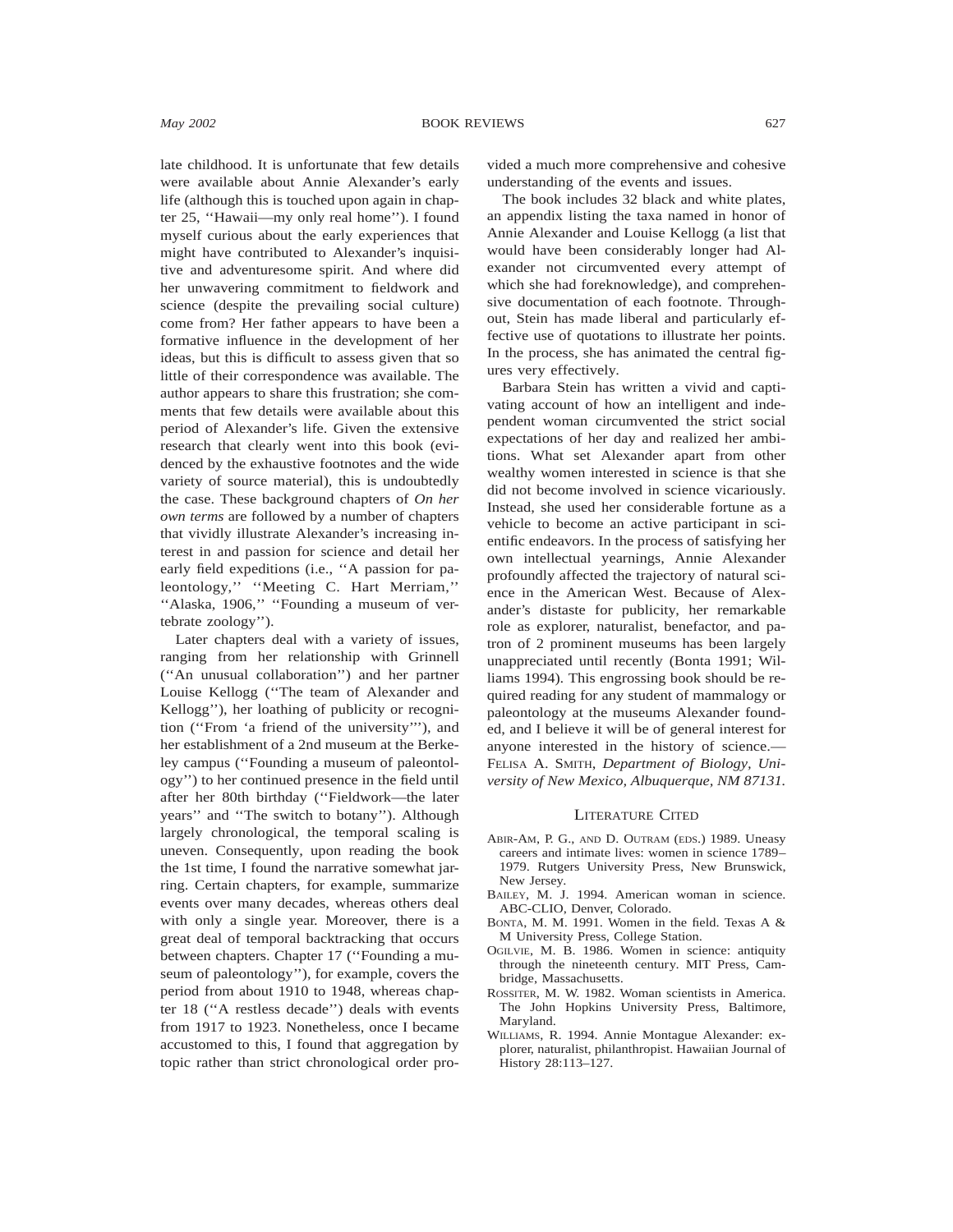late childhood. It is unfortunate that few details were available about Annie Alexander's early life (although this is touched upon again in chapter 25, ''Hawaii—my only real home''). I found myself curious about the early experiences that might have contributed to Alexander's inquisitive and adventuresome spirit. And where did her unwavering commitment to fieldwork and science (despite the prevailing social culture) come from? Her father appears to have been a formative influence in the development of her ideas, but this is difficult to assess given that so little of their correspondence was available. The author appears to share this frustration; she comments that few details were available about this period of Alexander's life. Given the extensive research that clearly went into this book (evidenced by the exhaustive footnotes and the wide variety of source material), this is undoubtedly the case. These background chapters of *On her own terms* are followed by a number of chapters that vividly illustrate Alexander's increasing interest in and passion for science and detail her early field expeditions (i.e., ''A passion for paleontology,'' ''Meeting C. Hart Merriam,'' ''Alaska, 1906,'' ''Founding a museum of vertebrate zoology'').

Later chapters deal with a variety of issues, ranging from her relationship with Grinnell (''An unusual collaboration'') and her partner Louise Kellogg (''The team of Alexander and Kellogg''), her loathing of publicity or recognition (''From 'a friend of the university'''), and her establishment of a 2nd museum at the Berkeley campus (''Founding a museum of paleontology'') to her continued presence in the field until after her 80th birthday (''Fieldwork—the later years'' and ''The switch to botany''). Although largely chronological, the temporal scaling is uneven. Consequently, upon reading the book the 1st time, I found the narrative somewhat jarring. Certain chapters, for example, summarize events over many decades, whereas others deal with only a single year. Moreover, there is a great deal of temporal backtracking that occurs between chapters. Chapter 17 (''Founding a museum of paleontology''), for example, covers the period from about 1910 to 1948, whereas chapter 18 (''A restless decade'') deals with events from 1917 to 1923. Nonetheless, once I became accustomed to this, I found that aggregation by topic rather than strict chronological order provided a much more comprehensive and cohesive understanding of the events and issues.

The book includes 32 black and white plates, an appendix listing the taxa named in honor of Annie Alexander and Louise Kellogg (a list that would have been considerably longer had Alexander not circumvented every attempt of which she had foreknowledge), and comprehensive documentation of each footnote. Throughout, Stein has made liberal and particularly effective use of quotations to illustrate her points. In the process, she has animated the central figures very effectively.

Barbara Stein has written a vivid and captivating account of how an intelligent and independent woman circumvented the strict social expectations of her day and realized her ambitions. What set Alexander apart from other wealthy women interested in science is that she did not become involved in science vicariously. Instead, she used her considerable fortune as a vehicle to become an active participant in scientific endeavors. In the process of satisfying her own intellectual yearnings, Annie Alexander profoundly affected the trajectory of natural science in the American West. Because of Alexander's distaste for publicity, her remarkable role as explorer, naturalist, benefactor, and patron of 2 prominent museums has been largely unappreciated until recently (Bonta 1991; Williams 1994). This engrossing book should be required reading for any student of mammalogy or paleontology at the museums Alexander founded, and I believe it will be of general interest for anyone interested in the history of science.—FELISA A. SMITH, *Department of Biology, University of New Mexico, Albuquerque, NM 87131.*

## LITERATURE CITED

ABIR-AM, P. G., AND D. OUTRAM (EDS.) 1989. Uneasy careers and intimate lives: women in science 1789–1979. Rutgers University Press, New Brunswick, New Jersey.

BAILEY, M. J. 1994. American woman in science. ABC-CLIO, Denver, Colorado.

BONTA, M. M. 1991. Women in the field. Texas A & M University Press, College Station.

OGILVIE, M. B. 1986. Women in science: antiquity through the nineteenth century. MIT Press, Cambridge, Massachusetts.

ROSSITER, M. W. 1982. Woman scientists in America. The John Hopkins University Press, Baltimore, Maryland.

WILLIAMS, R. 1994. Annie Montague Alexander: explorer, naturalist, philanthropist. Hawaiian Journal of History 28:113–127.